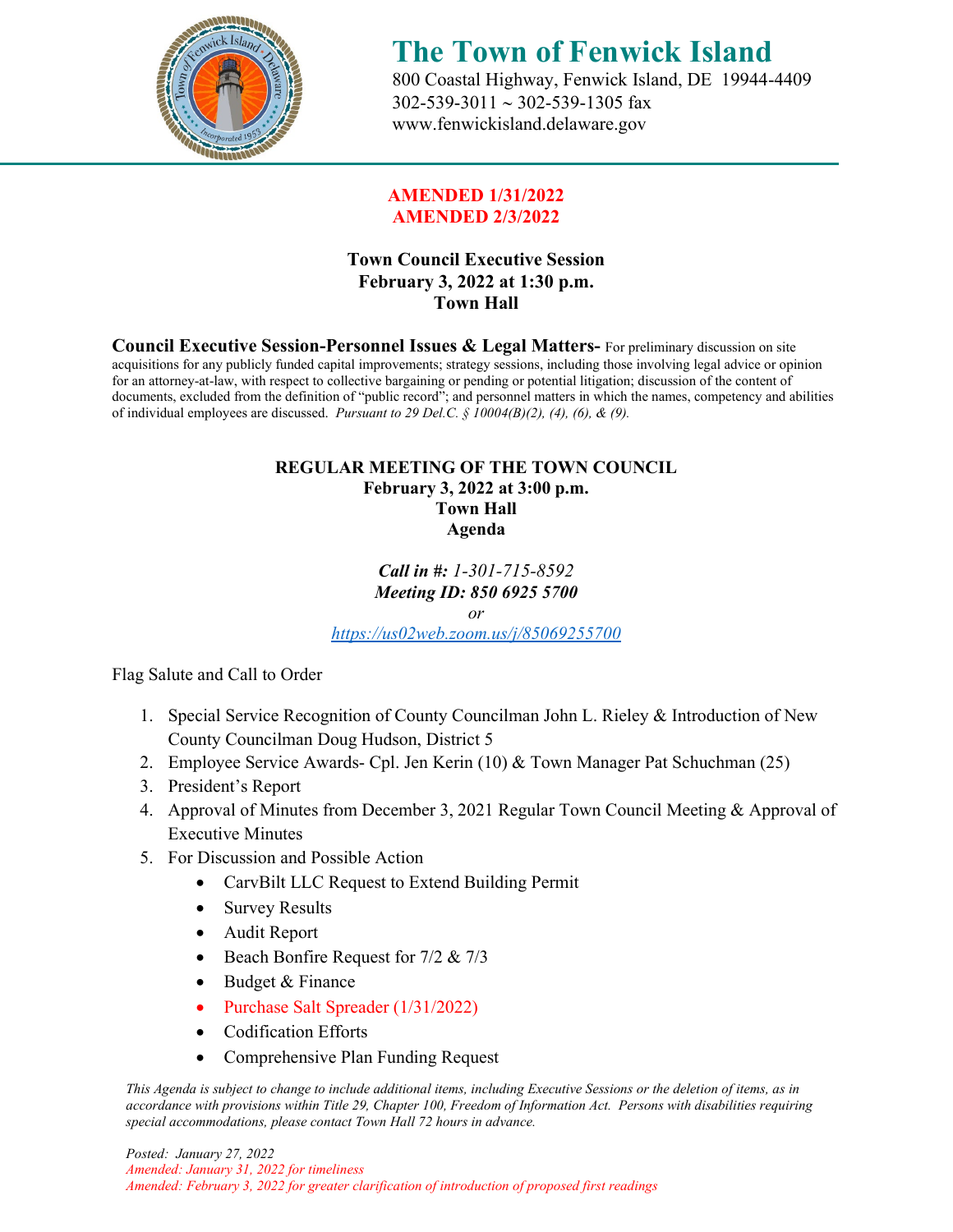# The Town of Fenwick Island

800 Coastal Highway, Fenwick Island, DE 19944-4409
302-539-3011 ~ 302-539-1305 fax
www.fenwickisland.delaware.gov

**AMENDED 1/31/2022**
**AMENDED 2/3/2022**

**Town Council Executive Session**
**February 3, 2022 at 1:30 p.m.**
**Town Hall**

**Council Executive Session-Personnel Issues & Legal Matters-** For preliminary discussion on site acquisitions for any publicly funded capital improvements; strategy sessions, including those involving legal advice or opinion for an attorney-at-law, with respect to collective bargaining or pending or potential litigation; discussion of the content of documents, excluded from the definition of "public record"; and personnel matters in which the names, competency and abilities of individual employees are discussed. *Pursuant to 29 Del.C. § 10004(B)(2), (4), (6), & (9).*

**REGULAR MEETING OF THE TOWN COUNCIL**
**February 3, 2022 at 3:00 p.m.**
**Town Hall**
**Agenda**

***Call in #:*** *1-301-715-8592*
***Meeting ID: 850 6925 5700***
*or*
*https://us02web.zoom.us/j/85069255700*

Flag Salute and Call to Order

1. Special Service Recognition of County Councilman John L. Rieley & Introduction of New County Councilman Doug Hudson, District 5
2. Employee Service Awards- Cpl. Jen Kerin (10) & Town Manager Pat Schuchman (25)
3. President's Report
4. Approval of Minutes from December 3, 2021 Regular Town Council Meeting & Approval of Executive Minutes
5. For Discussion and Possible Action
   - CarvBilt LLC Request to Extend Building Permit
   - Survey Results
   - Audit Report
   - Beach Bonfire Request for 7/2 & 7/3
   - Budget & Finance
   - Purchase Salt Spreader (1/31/2022)
   - Codification Efforts
   - Comprehensive Plan Funding Request

*This Agenda is subject to change to include additional items, including Executive Sessions or the deletion of items, as in accordance with provisions within Title 29, Chapter 100, Freedom of Information Act. Persons with disabilities requiring special accommodations, please contact Town Hall 72 hours in advance.*

*Posted: January 27, 2022*
*Amended: January 31, 2022 for timeliness*
*Amended: February 3, 2022 for greater clarification of introduction of proposed first readings*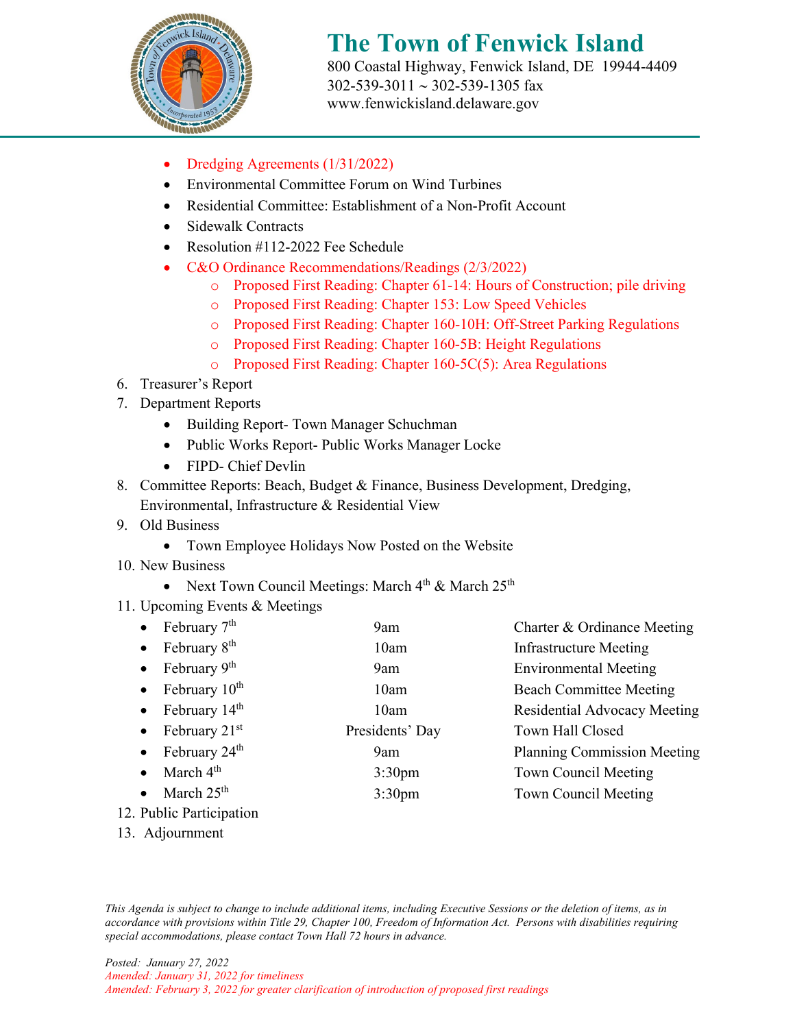# The Town of Fenwick Island

800 Coastal Highway, Fenwick Island, DE 19944-4409
302-539-3011 ~ 302-539-1305 fax
www.fenwickisland.delaware.gov

- Dredging Agreements (1/31/2022)
- Environmental Committee Forum on Wind Turbines
- Residential Committee: Establishment of a Non-Profit Account
- Sidewalk Contracts
- Resolution #112-2022 Fee Schedule
- C&O Ordinance Recommendations/Readings (2/3/2022)
  - Proposed First Reading: Chapter 61-14: Hours of Construction; pile driving
  - Proposed First Reading: Chapter 153: Low Speed Vehicles
  - Proposed First Reading: Chapter 160-10H: Off-Street Parking Regulations
  - Proposed First Reading: Chapter 160-5B: Height Regulations
  - Proposed First Reading: Chapter 160-5C(5): Area Regulations

6. Treasurer's Report
7. Department Reports
   - Building Report- Town Manager Schuchman
   - Public Works Report- Public Works Manager Locke
   - FIPD- Chief Devlin
8. Committee Reports: Beach, Budget & Finance, Business Development, Dredging, Environmental, Infrastructure & Residential View
9. Old Business
   - Town Employee Holidays Now Posted on the Website
10. New Business
    - Next Town Council Meetings: March 4th & March 25th
11. Upcoming Events & Meetings

| | | |
|---|---|---|
| February 7th | 9am | Charter & Ordinance Meeting |
| February 8th | 10am | Infrastructure Meeting |
| February 9th | 9am | Environmental Meeting |
| February 10th | 10am | Beach Committee Meeting |
| February 14th | 10am | Residential Advocacy Meeting |
| February 21st | Presidents' Day | Town Hall Closed |
| February 24th | 9am | Planning Commission Meeting |
| March 4th | 3:30pm | Town Council Meeting |
| March 25th | 3:30pm | Town Council Meeting |

12. Public Participation
13. Adjournment

*This Agenda is subject to change to include additional items, including Executive Sessions or the deletion of items, as in accordance with provisions within Title 29, Chapter 100, Freedom of Information Act. Persons with disabilities requiring special accommodations, please contact Town Hall 72 hours in advance.*

*Posted: January 27, 2022*
*Amended: January 31, 2022 for timeliness*
*Amended: February 3, 2022 for greater clarification of introduction of proposed first readings*